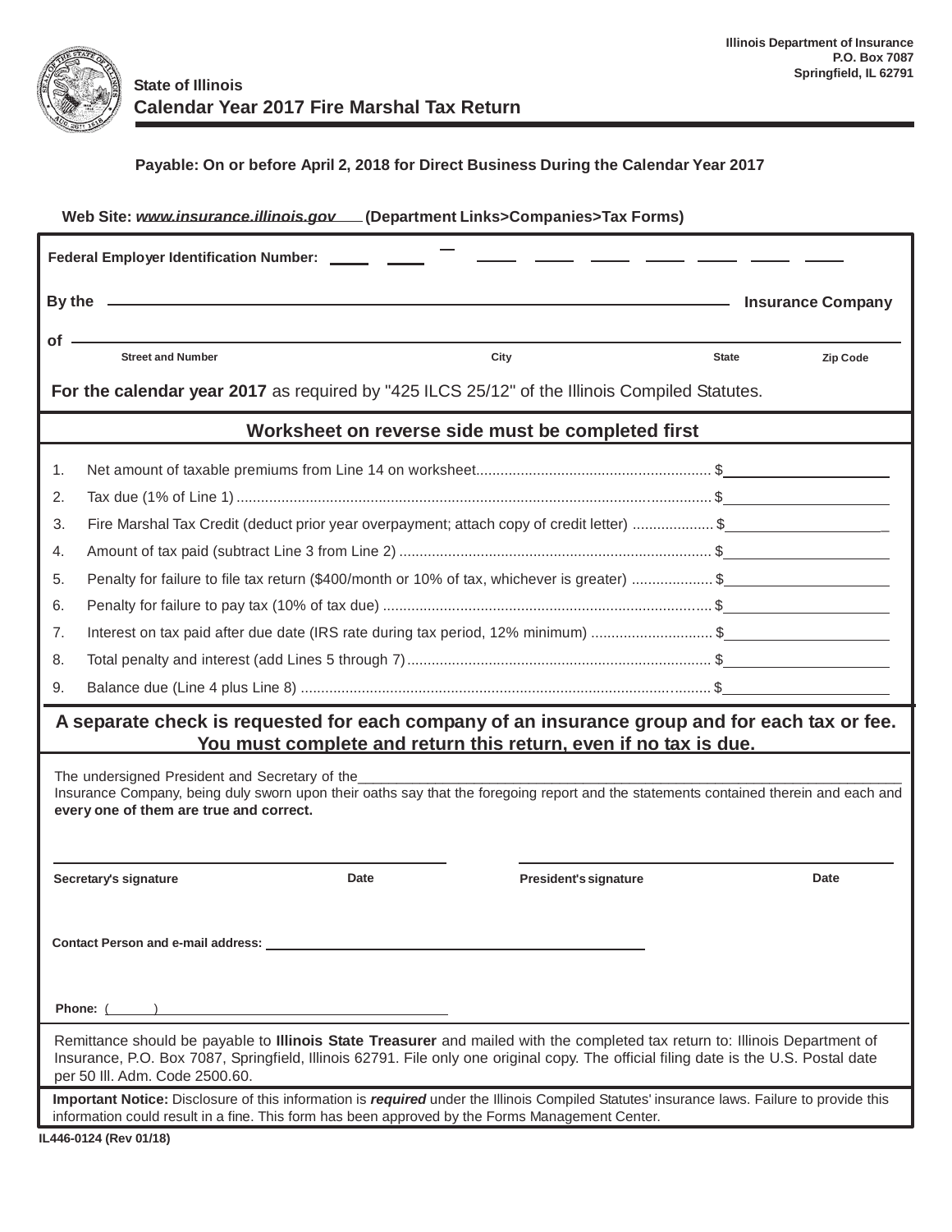Illinois Department of Insurance
P.O. Box 7087
Springfield, IL 62791

State of Illinois

# Calendar Year 2017 Fire Marshal Tax Return

**Payable: On or before April 2, 2018 for Direct Business During the Calendar Year 2017**

**Web Site: www.insurance.illinois.gov (Department Links>Companies>Tax Forms)**

**Federal Employer Identification Number:** ____ ____ – ____ ____ ____ ____ ____ ____ ____

**By the** ______________________________________________ **Insurance Company**

**of** ______________________________________________

Street and Number | City | State | Zip Code

**For the calendar year 2017** as required by "425 ILCS 25/12" of the Illinois Compiled Statutes.

## Worksheet on reverse side must be completed first

1. Net amount of taxable premiums from Line 14 on worksheet........................................................ $__________
2. Tax due (1% of Line 1)........................................................................................................... $__________
3. Fire Marshal Tax Credit (deduct prior year overpayment; attach copy of credit letter) .................... $__________
4. Amount of tax paid (subtract Line 3 from Line 2)........................................................................ $__________
5. Penalty for failure to file tax return ($400/month or 10% of tax, whichever is greater) .................... $__________
6. Penalty for failure to pay tax (10% of tax due)............................................................................ $__________
7. Interest on tax paid after due date (IRS rate during tax period, 12% minimum) .............................. $__________
8. Total penalty and interest (add Lines 5 through 7)........................................................................ $__________
9. Balance due (Line 4 plus Line 8)............................................................................................... $__________

**A separate check is requested for each company of an insurance group and for each tax or fee. You must complete and return this return, even if no tax is due.**

The undersigned President and Secretary of the ______________________________________________ Insurance Company, being duly sworn upon their oaths say that the foregoing report and the statements contained therein and each and **every one of them are true and correct.**

______________________________ Secretary's signature &nbsp;&nbsp;&nbsp; Date

______________________________ President's signature &nbsp;&nbsp;&nbsp; Date

**Contact Person and e-mail address:** ______________________________

**Phone:** (&nbsp;&nbsp;&nbsp;&nbsp;) ______________________________

Remittance should be payable to **Illinois State Treasurer** and mailed with the completed tax return to: Illinois Department of Insurance, P.O. Box 7087, Springfield, Illinois 62791. File only one original copy. The official filing date is the U.S. Postal date per 50 Ill. Adm. Code 2500.60.

**Important Notice:** Disclosure of this information is ***required*** under the Illinois Compiled Statutes' insurance laws. Failure to provide this information could result in a fine. This form has been approved by the Forms Management Center.

IL446-0124 (Rev 01/18)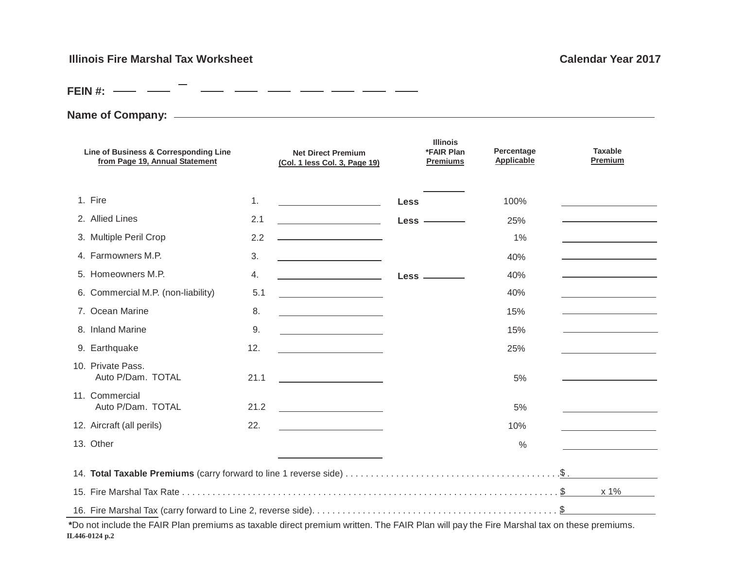**Illinois Fire Marshal Tax Worksheet** **Calendar Year 2017**

**FEIN #:** ___ ___ - ___ ___ ___ ___ ___ ___ ___

**Name of Company:** ____________________

| Line of Business & Corresponding Line from Page 19, Annual Statement | | Net Direct Premium (Col. 1 less Col. 3, Page 19) | | Illinois *FAIR Plan Premiums | Percentage Applicable | Taxable Premium |
|---|---|---|---|---|---|---|
| 1. Fire | 1. | | Less | | 100% | |
| 2. Allied Lines | 2.1 | | Less | | 25% | |
| 3. Multiple Peril Crop | 2.2 | | | | 1% | |
| 4. Farmowners M.P. | 3. | | | | 40% | |
| 5. Homeowners M.P. | 4. | | Less | | 40% | |
| 6. Commercial M.P. (non-liability) | 5.1 | | | | 40% | |
| 7. Ocean Marine | 8. | | | | 15% | |
| 8. Inland Marine | 9. | | | | 15% | |
| 9. Earthquake | 12. | | | | 25% | |
| 10. Private Pass. Auto P/Dam. TOTAL | 21.1 | | | | 5% | |
| 11. Commercial Auto P/Dam. TOTAL | 21.2 | | | | 5% | |
| 12. Aircraft (all perils) | 22. | | | | 10% | |
| 13. Other | | | | | % | |

14. **Total Taxable Premiums** (carry forward to line 1 reverse side) . . . . . . . . . . . . . . . . . . . . . . . . . . . . . . . . . . . . . . . . . $ .

15. Fire Marshal Tax Rate . . . . . . . . . . . . . . . . . . . . . . . . . . . . . . . . . . . . . . . . . . . . . . . . . . . . . . . . . . . . . . . . . . . . . . . . . $ x 1%

16. Fire Marshal Tax (carry forward to Line 2, reverse side). . . . . . . . . . . . . . . . . . . . . . . . . . . . . . . . . . . . . . . . . . . . . . . . . $

***Do not include the FAIR Plan premiums as taxable direct premium written. The FAIR Plan will pay the Fire Marshal tax on these premiums.**

IL446-0124 p.2